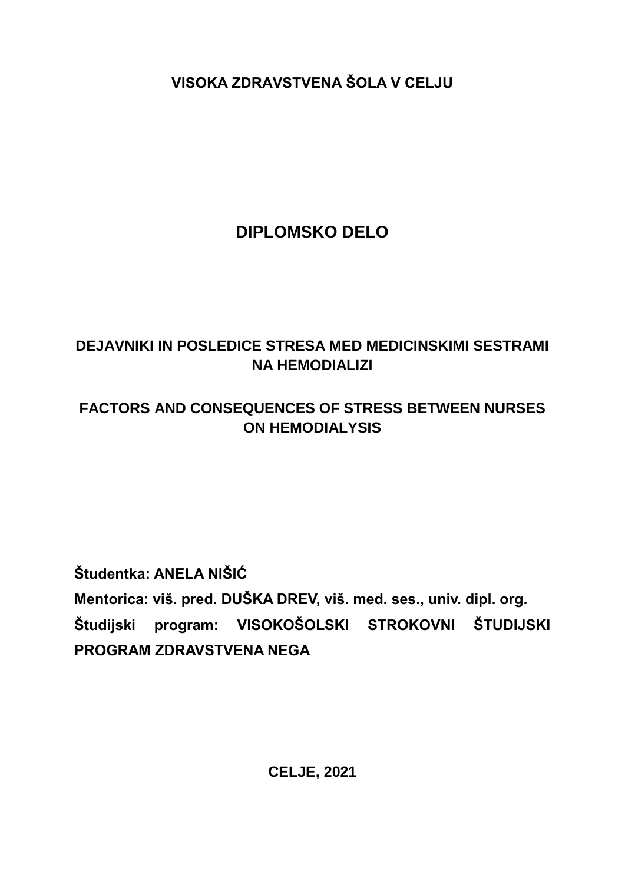**VISOKA ZDRAVSTVENA ŠOLA V CELJU**

# DIPLOMSKO DELO

## DEJAVNIKI IN POSLEDICE STRESA MED MEDICINSKIMI SESTRAMI NA HEMODIALIZI

## FACTORS AND CONSEQUENCES OF STRESS BETWEEN NURSES ON HEMODIALYSIS

**Študentka: ANELA NIŠIĆ**

**Mentorica: viš. pred. DUŠKA DREV, viš. med. ses., univ. dipl. org.**

**Študijski program: VISOKOŠOLSKI STROKOVNI ŠTUDIJSKI PROGRAM ZDRAVSTVENA NEGA**

**CELJE, 2021**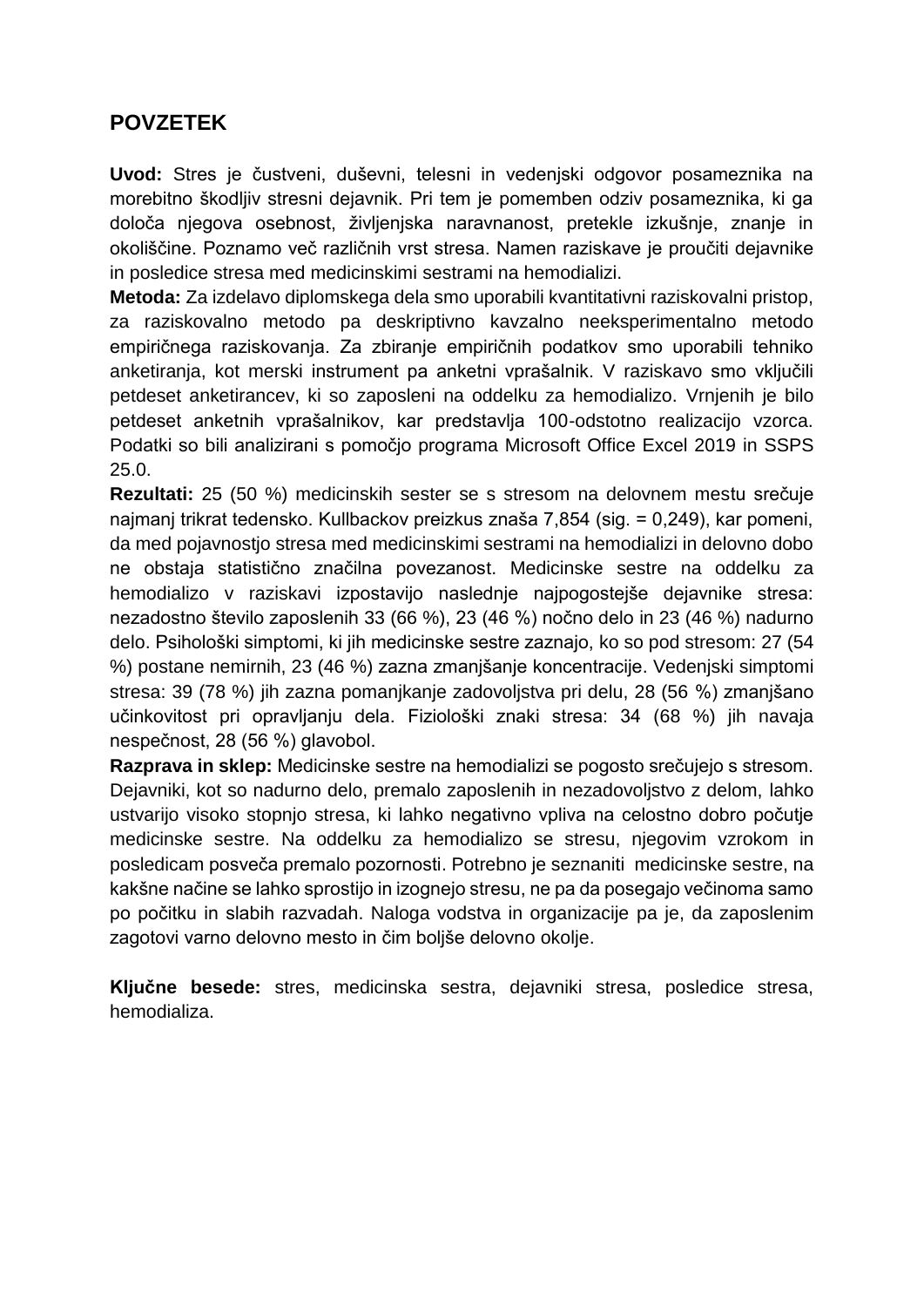## POVZETEK

**Uvod:** Stres je čustveni, duševni, telesni in vedenjski odgovor posameznika na morebitno škodljiv stresni dejavnik. Pri tem je pomemben odziv posameznika, ki ga določa njegova osebnost, življenjska naravnanost, pretekle izkušnje, znanje in okoliščine. Poznamo več različnih vrst stresa. Namen raziskave je proučiti dejavnike in posledice stresa med medicinskimi sestrami na hemodializi.
**Metoda:** Za izdelavo diplomskega dela smo uporabili kvantitativni raziskovalni pristop, za raziskovalno metodo pa deskriptivno kavzalno neeksperimentalno metodo empiričnega raziskovanja. Za zbiranje empiričnih podatkov smo uporabili tehniko anketiranja, kot merski instrument pa anketni vprašalnik. V raziskavo smo vključili petdeset anketirancev, ki so zaposleni na oddelku za hemodializo. Vrnjenih je bilo petdeset anketnih vprašalnikov, kar predstavlja 100-odstotno realizacijo vzorca. Podatki so bili analizirani s pomočjo programa Microsoft Office Excel 2019 in SSPS 25.0.
**Rezultati:** 25 (50 %) medicinskih sester se s stresom na delovnem mestu srečuje najmanj trikrat tedensko. Kullbackov preizkus znaša 7,854 (sig. = 0,249), kar pomeni, da med pojavnostjo stresa med medicinskimi sestrami na hemodializi in delovno dobo ne obstaja statistično značilna povezanost. Medicinske sestre na oddelku za hemodializo v raziskavi izpostavijo naslednje najpogostejše dejavnike stresa: nezadostno število zaposlenih 33 (66 %), 23 (46 %) nočno delo in 23 (46 %) nadurno delo. Psihološki simptomi, ki jih medicinske sestre zaznajo, ko so pod stresom: 27 (54 %) postane nemirnih, 23 (46 %) zazna zmanjšanje koncentracije. Vedenjski simptomi stresa: 39 (78 %) jih zazna pomanjkanje zadovoljstva pri delu, 28 (56 %) zmanjšano učinkovitost pri opravljanju dela. Fiziološki znaki stresa: 34 (68 %) jih navaja nespečnost, 28 (56 %) glavobol.
**Razprava in sklep:** Medicinske sestre na hemodializi se pogosto srečujejo s stresom. Dejavniki, kot so nadurno delo, premalo zaposlenih in nezadovoljstvo z delom, lahko ustvarijo visoko stopnjo stresa, ki lahko negativno vpliva na celostno dobro počutje medicinske sestre. Na oddelku za hemodializo se stresu, njegovim vzrokom in posledicam posveča premalo pozornosti. Potrebno je seznaniti medicinske sestre, na kakšne načine se lahko sprostijo in izognejo stresu, ne pa da posegajo večinoma samo po počitku in slabih razvadah. Naloga vodstva in organizacije pa je, da zaposlenim zagotovi varno delovno mesto in čim boljše delovno okolje.

**Ključne besede:** stres, medicinska sestra, dejavniki stresa, posledice stresa, hemodializa.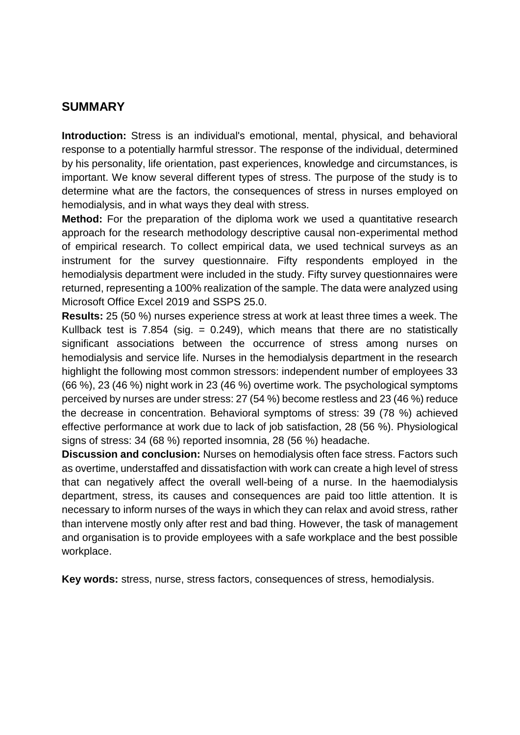## SUMMARY

**Introduction:** Stress is an individual's emotional, mental, physical, and behavioral response to a potentially harmful stressor. The response of the individual, determined by his personality, life orientation, past experiences, knowledge and circumstances, is important. We know several different types of stress. The purpose of the study is to determine what are the factors, the consequences of stress in nurses employed on hemodialysis, and in what ways they deal with stress.

**Method:** For the preparation of the diploma work we used a quantitative research approach for the research methodology descriptive causal non-experimental method of empirical research. To collect empirical data, we used technical surveys as an instrument for the survey questionnaire. Fifty respondents employed in the hemodialysis department were included in the study. Fifty survey questionnaires were returned, representing a 100% realization of the sample. The data were analyzed using Microsoft Office Excel 2019 and SSPS 25.0.

**Results:** 25 (50 %) nurses experience stress at work at least three times a week. The Kullback test is 7.854 (sig. = 0.249), which means that there are no statistically significant associations between the occurrence of stress among nurses on hemodialysis and service life. Nurses in the hemodialysis department in the research highlight the following most common stressors: independent number of employees 33 (66 %), 23 (46 %) night work in 23 (46 %) overtime work. The psychological symptoms perceived by nurses are under stress: 27 (54 %) become restless and 23 (46 %) reduce the decrease in concentration. Behavioral symptoms of stress: 39 (78 %) achieved effective performance at work due to lack of job satisfaction, 28 (56 %). Physiological signs of stress: 34 (68 %) reported insomnia, 28 (56 %) headache.

**Discussion and conclusion:** Nurses on hemodialysis often face stress. Factors such as overtime, understaffed and dissatisfaction with work can create a high level of stress that can negatively affect the overall well-being of a nurse. In the haemodialysis department, stress, its causes and consequences are paid too little attention. It is necessary to inform nurses of the ways in which they can relax and avoid stress, rather than intervene mostly only after rest and bad thing. However, the task of management and organisation is to provide employees with a safe workplace and the best possible workplace.

**Key words:** stress, nurse, stress factors, consequences of stress, hemodialysis.